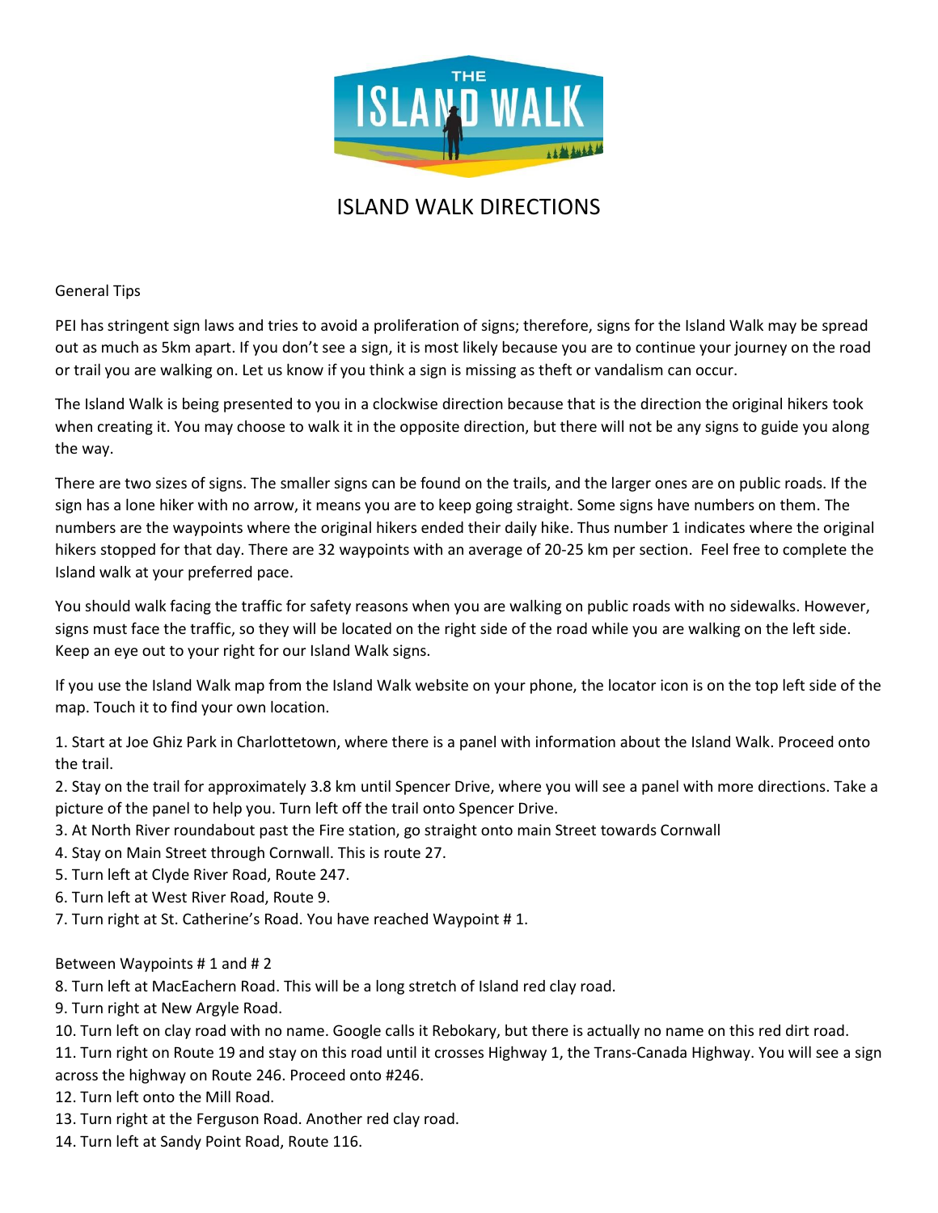# ISLAND WALK DIRECTIONS

General Tips

PEI has stringent sign laws and tries to avoid a proliferation of signs; therefore, signs for the Island Walk may be spread out as much as 5km apart. If you don't see a sign, it is most likely because you are to continue your journey on the road or trail you are walking on. Let us know if you think a sign is missing as theft or vandalism can occur.

The Island Walk is being presented to you in a clockwise direction because that is the direction the original hikers took when creating it. You may choose to walk it in the opposite direction, but there will not be any signs to guide you along the way.

There are two sizes of signs. The smaller signs can be found on the trails, and the larger ones are on public roads. If the sign has a lone hiker with no arrow, it means you are to keep going straight. Some signs have numbers on them. The numbers are the waypoints where the original hikers ended their daily hike. Thus number 1 indicates where the original hikers stopped for that day. There are 32 waypoints with an average of 20-25 km per section. Feel free to complete the Island walk at your preferred pace.

You should walk facing the traffic for safety reasons when you are walking on public roads with no sidewalks. However, signs must face the traffic, so they will be located on the right side of the road while you are walking on the left side. Keep an eye out to your right for our Island Walk signs.

If you use the Island Walk map from the Island Walk website on your phone, the locator icon is on the top left side of the map. Touch it to find your own location.

1. Start at Joe Ghiz Park in Charlottetown, where there is a panel with information about the Island Walk. Proceed onto the trail.
2. Stay on the trail for approximately 3.8 km until Spencer Drive, where you will see a panel with more directions. Take a picture of the panel to help you. Turn left off the trail onto Spencer Drive.
3. At North River roundabout past the Fire station, go straight onto main Street towards Cornwall
4. Stay on Main Street through Cornwall. This is route 27.
5. Turn left at Clyde River Road, Route 247.
6. Turn left at West River Road, Route 9.
7. Turn right at St. Catherine's Road. You have reached Waypoint # 1.

Between Waypoints # 1 and # 2

8. Turn left at MacEachern Road. This will be a long stretch of Island red clay road.
9. Turn right at New Argyle Road.
10. Turn left on clay road with no name. Google calls it Rebokary, but there is actually no name on this red dirt road.
11. Turn right on Route 19 and stay on this road until it crosses Highway 1, the Trans-Canada Highway. You will see a sign across the highway on Route 246. Proceed onto #246.
12. Turn left onto the Mill Road.
13. Turn right at the Ferguson Road. Another red clay road.
14. Turn left at Sandy Point Road, Route 116.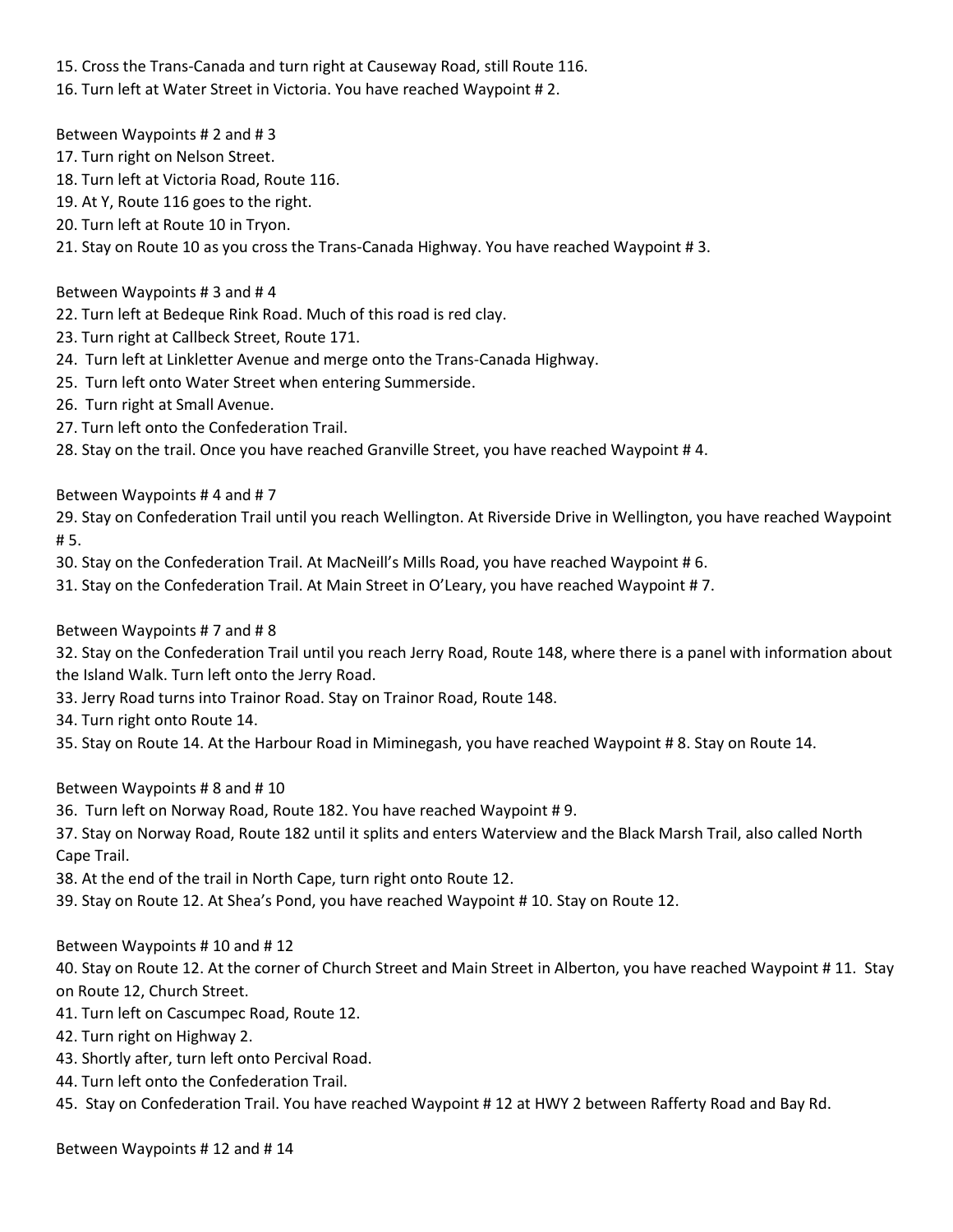15. Cross the Trans-Canada and turn right at Causeway Road, still Route 116.
16. Turn left at Water Street in Victoria. You have reached Waypoint # 2.

Between Waypoints # 2 and # 3

17. Turn right on Nelson Street.
18. Turn left at Victoria Road, Route 116.
19. At Y, Route 116 goes to the right.
20. Turn left at Route 10 in Tryon.
21. Stay on Route 10 as you cross the Trans-Canada Highway. You have reached Waypoint # 3.

Between Waypoints # 3 and # 4

22. Turn left at Bedeque Rink Road. Much of this road is red clay.
23. Turn right at Callbeck Street, Route 171.
24. Turn left at Linkletter Avenue and merge onto the Trans-Canada Highway.
25. Turn left onto Water Street when entering Summerside.
26. Turn right at Small Avenue.
27. Turn left onto the Confederation Trail.
28. Stay on the trail. Once you have reached Granville Street, you have reached Waypoint # 4.

Between Waypoints # 4 and # 7

29. Stay on Confederation Trail until you reach Wellington. At Riverside Drive in Wellington, you have reached Waypoint # 5.
30. Stay on the Confederation Trail. At MacNeill's Mills Road, you have reached Waypoint # 6.
31. Stay on the Confederation Trail. At Main Street in O'Leary, you have reached Waypoint # 7.

Between Waypoints # 7 and # 8

32. Stay on the Confederation Trail until you reach Jerry Road, Route 148, where there is a panel with information about the Island Walk. Turn left onto the Jerry Road.
33. Jerry Road turns into Trainor Road. Stay on Trainor Road, Route 148.
34. Turn right onto Route 14.
35. Stay on Route 14. At the Harbour Road in Miminegash, you have reached Waypoint # 8. Stay on Route 14.

Between Waypoints # 8 and # 10

36. Turn left on Norway Road, Route 182. You have reached Waypoint # 9.
37. Stay on Norway Road, Route 182 until it splits and enters Waterview and the Black Marsh Trail, also called North Cape Trail.
38. At the end of the trail in North Cape, turn right onto Route 12.
39. Stay on Route 12. At Shea's Pond, you have reached Waypoint # 10. Stay on Route 12.

Between Waypoints # 10 and # 12

40. Stay on Route 12. At the corner of Church Street and Main Street in Alberton, you have reached Waypoint # 11. Stay on Route 12, Church Street.
41. Turn left on Cascumpec Road, Route 12.
42. Turn right on Highway 2.
43. Shortly after, turn left onto Percival Road.
44. Turn left onto the Confederation Trail.
45. Stay on Confederation Trail. You have reached Waypoint # 12 at HWY 2 between Rafferty Road and Bay Rd.

Between Waypoints # 12 and # 14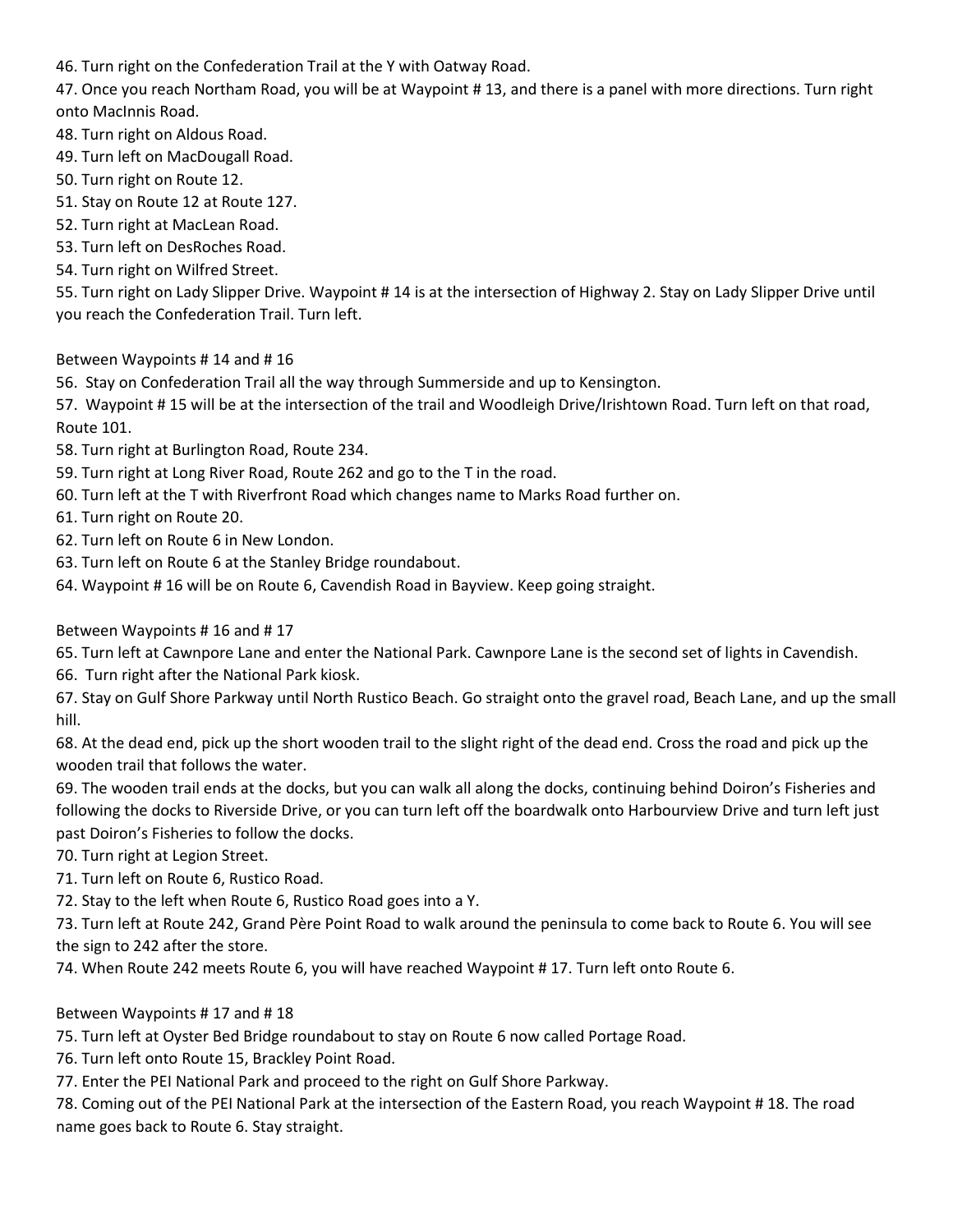46. Turn right on the Confederation Trail at the Y with Oatway Road.
47. Once you reach Northam Road, you will be at Waypoint # 13, and there is a panel with more directions. Turn right onto MacInnis Road.
48. Turn right on Aldous Road.
49. Turn left on MacDougall Road.
50. Turn right on Route 12.
51. Stay on Route 12 at Route 127.
52. Turn right at MacLean Road.
53. Turn left on DesRoches Road.
54. Turn right on Wilfred Street.
55. Turn right on Lady Slipper Drive. Waypoint # 14 is at the intersection of Highway 2. Stay on Lady Slipper Drive until you reach the Confederation Trail. Turn left.

Between Waypoints # 14 and # 16

56. Stay on Confederation Trail all the way through Summerside and up to Kensington.
57. Waypoint # 15 will be at the intersection of the trail and Woodleigh Drive/Irishtown Road. Turn left on that road, Route 101.
58. Turn right at Burlington Road, Route 234.
59. Turn right at Long River Road, Route 262 and go to the T in the road.
60. Turn left at the T with Riverfront Road which changes name to Marks Road further on.
61. Turn right on Route 20.
62. Turn left on Route 6 in New London.
63. Turn left on Route 6 at the Stanley Bridge roundabout.
64. Waypoint # 16 will be on Route 6, Cavendish Road in Bayview. Keep going straight.

Between Waypoints # 16 and # 17

65. Turn left at Cawnpore Lane and enter the National Park. Cawnpore Lane is the second set of lights in Cavendish.
66. Turn right after the National Park kiosk.
67. Stay on Gulf Shore Parkway until North Rustico Beach. Go straight onto the gravel road, Beach Lane, and up the small hill.
68. At the dead end, pick up the short wooden trail to the slight right of the dead end. Cross the road and pick up the wooden trail that follows the water.
69. The wooden trail ends at the docks, but you can walk all along the docks, continuing behind Doiron's Fisheries and following the docks to Riverside Drive, or you can turn left off the boardwalk onto Harbourview Drive and turn left just past Doiron's Fisheries to follow the docks.
70. Turn right at Legion Street.
71. Turn left on Route 6, Rustico Road.
72. Stay to the left when Route 6, Rustico Road goes into a Y.
73. Turn left at Route 242, Grand Père Point Road to walk around the peninsula to come back to Route 6. You will see the sign to 242 after the store.
74. When Route 242 meets Route 6, you will have reached Waypoint # 17. Turn left onto Route 6.

Between Waypoints # 17 and # 18

75. Turn left at Oyster Bed Bridge roundabout to stay on Route 6 now called Portage Road.
76. Turn left onto Route 15, Brackley Point Road.
77. Enter the PEI National Park and proceed to the right on Gulf Shore Parkway.
78. Coming out of the PEI National Park at the intersection of the Eastern Road, you reach Waypoint # 18. The road name goes back to Route 6. Stay straight.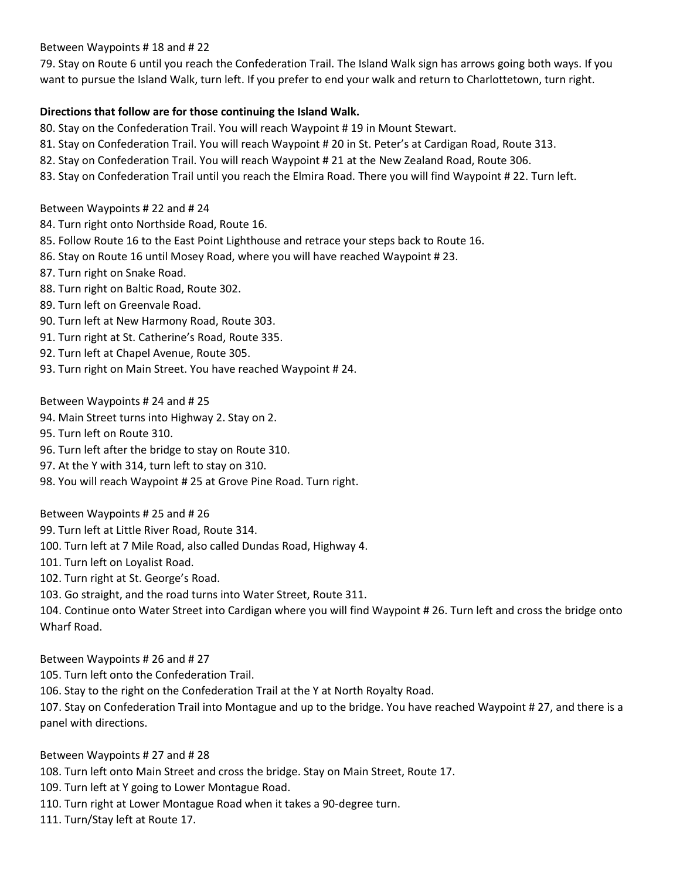Between Waypoints # 18 and # 22

79. Stay on Route 6 until you reach the Confederation Trail. The Island Walk sign has arrows going both ways. If you want to pursue the Island Walk, turn left. If you prefer to end your walk and return to Charlottetown, turn right.

**Directions that follow are for those continuing the Island Walk.**

80. Stay on the Confederation Trail. You will reach Waypoint # 19 in Mount Stewart.
81. Stay on Confederation Trail. You will reach Waypoint # 20 in St. Peter's at Cardigan Road, Route 313.
82. Stay on Confederation Trail. You will reach Waypoint # 21 at the New Zealand Road, Route 306.
83. Stay on Confederation Trail until you reach the Elmira Road. There you will find Waypoint # 22. Turn left.

Between Waypoints # 22 and # 24

84. Turn right onto Northside Road, Route 16.
85. Follow Route 16 to the East Point Lighthouse and retrace your steps back to Route 16.
86. Stay on Route 16 until Mosey Road, where you will have reached Waypoint # 23.
87. Turn right on Snake Road.
88. Turn right on Baltic Road, Route 302.
89. Turn left on Greenvale Road.
90. Turn left at New Harmony Road, Route 303.
91. Turn right at St. Catherine's Road, Route 335.
92. Turn left at Chapel Avenue, Route 305.
93. Turn right on Main Street. You have reached Waypoint # 24.

Between Waypoints # 24 and # 25

94. Main Street turns into Highway 2. Stay on 2.
95. Turn left on Route 310.
96. Turn left after the bridge to stay on Route 310.
97. At the Y with 314, turn left to stay on 310.
98. You will reach Waypoint # 25 at Grove Pine Road. Turn right.

Between Waypoints # 25 and # 26

99. Turn left at Little River Road, Route 314.
100. Turn left at 7 Mile Road, also called Dundas Road, Highway 4.
101. Turn left on Loyalist Road.
102. Turn right at St. George's Road.
103. Go straight, and the road turns into Water Street, Route 311.
104. Continue onto Water Street into Cardigan where you will find Waypoint # 26. Turn left and cross the bridge onto Wharf Road.

Between Waypoints # 26 and # 27

105. Turn left onto the Confederation Trail.
106. Stay to the right on the Confederation Trail at the Y at North Royalty Road.
107. Stay on Confederation Trail into Montague and up to the bridge. You have reached Waypoint # 27, and there is a panel with directions.

Between Waypoints # 27 and # 28

108. Turn left onto Main Street and cross the bridge. Stay on Main Street, Route 17.
109. Turn left at Y going to Lower Montague Road.
110. Turn right at Lower Montague Road when it takes a 90-degree turn.
111. Turn/Stay left at Route 17.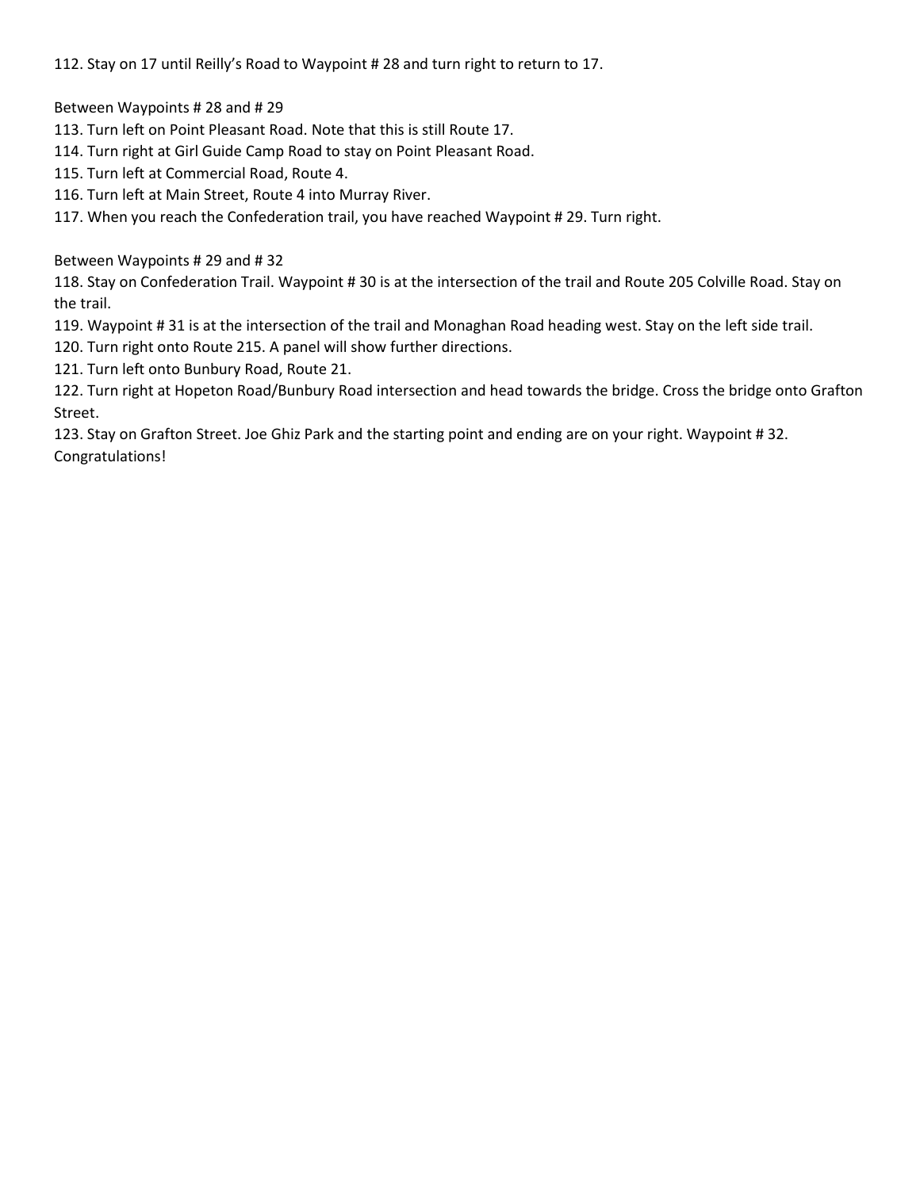112. Stay on 17 until Reilly's Road to Waypoint # 28 and turn right to return to 17.

Between Waypoints # 28 and # 29

113. Turn left on Point Pleasant Road. Note that this is still Route 17.
114. Turn right at Girl Guide Camp Road to stay on Point Pleasant Road.
115. Turn left at Commercial Road, Route 4.
116. Turn left at Main Street, Route 4 into Murray River.
117. When you reach the Confederation trail, you have reached Waypoint # 29. Turn right.

Between Waypoints # 29 and # 32

118. Stay on Confederation Trail. Waypoint # 30 is at the intersection of the trail and Route 205 Colville Road. Stay on the trail.
119. Waypoint # 31 is at the intersection of the trail and Monaghan Road heading west. Stay on the left side trail.
120. Turn right onto Route 215. A panel will show further directions.
121. Turn left onto Bunbury Road, Route 21.
122. Turn right at Hopeton Road/Bunbury Road intersection and head towards the bridge. Cross the bridge onto Grafton Street.
123. Stay on Grafton Street. Joe Ghiz Park and the starting point and ending are on your right. Waypoint # 32. Congratulations!